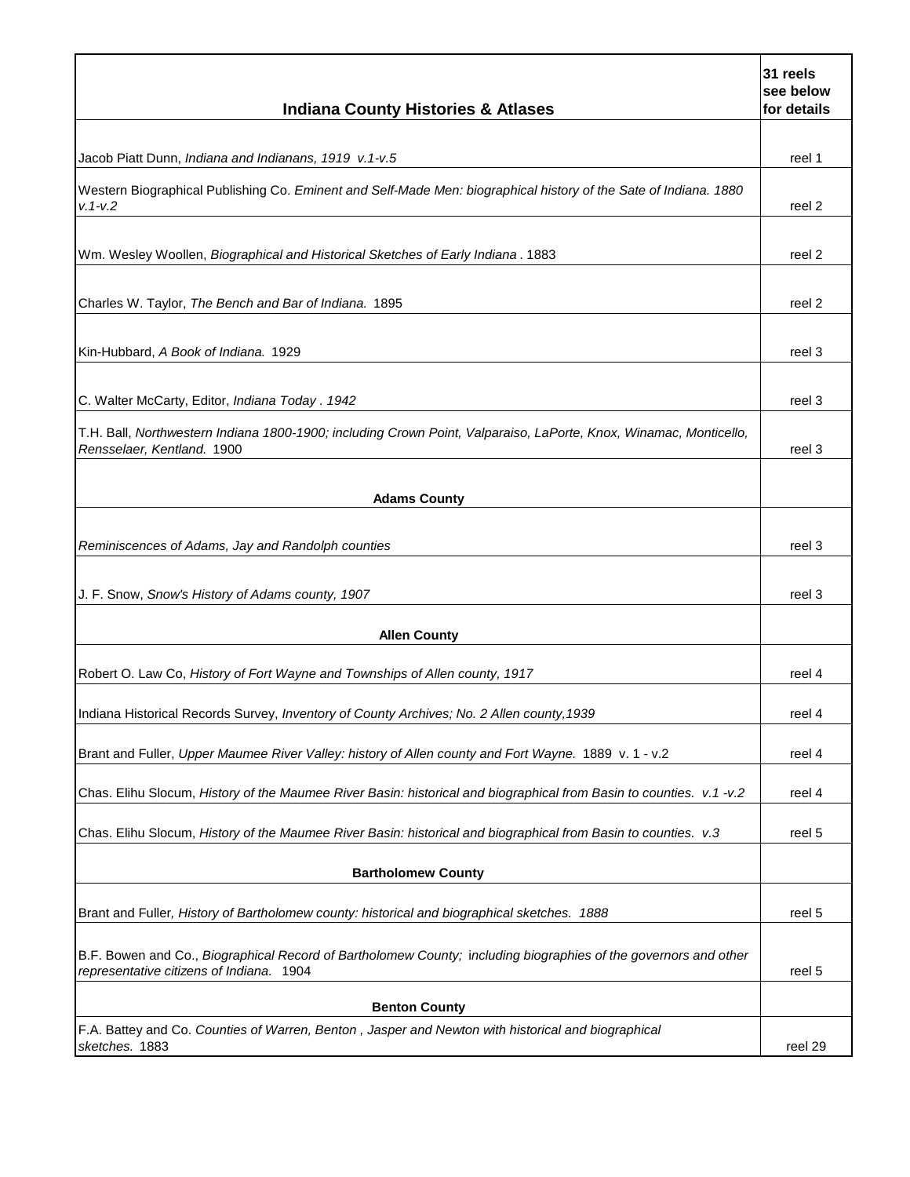| Indiana County Histories & Atlases | 31 reels see below for details |
|---|---|
| Jacob Piatt Dunn, *Indiana and Indianans, 1919 v.1-v.5* | reel 1 |
| Western Biographical Publishing Co. *Eminent and Self-Made Men: biographical history of the Sate of Indiana. 1880 v.1-v.2* | reel 2 |
| Wm. Wesley Woollen, *Biographical and Historical Sketches of Early Indiana* . 1883 | reel 2 |
| Charles W. Taylor, *The Bench and Bar of Indiana.* 1895 | reel 2 |
| Kin-Hubbard, *A Book of Indiana.* 1929 | reel 3 |
| C. Walter McCarty, Editor, *Indiana Today . 1942* | reel 3 |
| T.H. Ball, *Northwestern Indiana 1800-1900; including Crown Point, Valparaiso, LaPorte, Knox, Winamac, Monticello, Rensselaer, Kentland.* 1900 | reel 3 |
| **Adams County** | |
| *Reminiscences of Adams, Jay and Randolph counties* | reel 3 |
| J. F. Snow, *Snow's History of Adams county, 1907* | reel 3 |
| **Allen County** | |
| Robert O. Law Co, *History of Fort Wayne and Townships of Allen county, 1917* | reel 4 |
| Indiana Historical Records Survey, *Inventory of County Archives; No. 2 Allen county,1939* | reel 4 |
| Brant and Fuller, *Upper Maumee River Valley: history of Allen county and Fort Wayne.* 1889 v. 1 - v.2 | reel 4 |
| Chas. Elihu Slocum, *History of the Maumee River Basin: historical and biographical from Basin to counties. v.1 -v.2* | reel 4 |
| Chas. Elihu Slocum, *History of the Maumee River Basin: historical and biographical from Basin to counties. v.3* | reel 5 |
| **Bartholomew County** | |
| Brant and Fuller*, History of Bartholomew county: historical and biographical sketches. 1888* | reel 5 |
| B.F. Bowen and Co., *Biographical Record of Bartholomew County;* including biographies of the governors and other *representative citizens of Indiana.* 1904 | reel 5 |
| **Benton County** | |
| F.A. Battey and Co. *Counties of Warren, Benton , Jasper and Newton with historical and biographical sketches.* 1883 | reel 29 |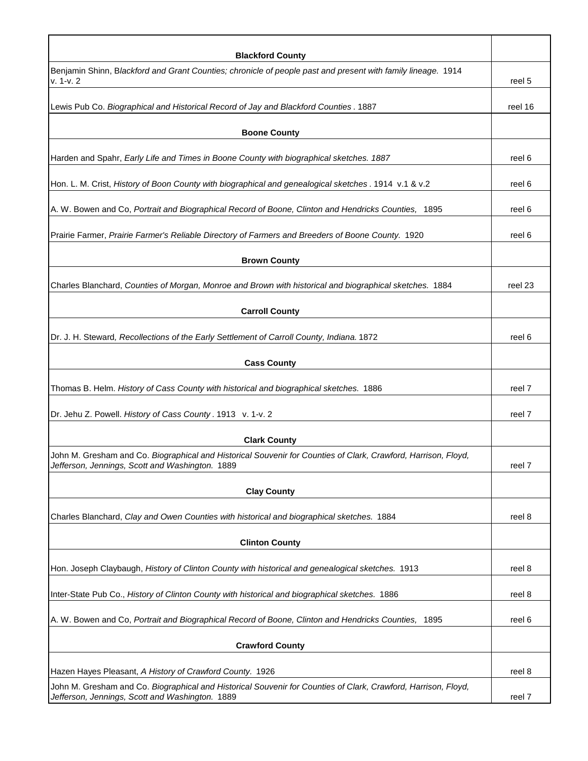| **Blackford County** | |
|---|---|
| Benjamin Shinn, B*lackford and Grant Counties; chronicle of people past and present with family lineage.* 1914 v. 1-v. 2 | reel 5 |
| Lewis Pub Co. *Biographical and Historical Record of Jay and Blackford Counties* . 1887 | reel 16 |
| **Boone County** | |
| Harden and Spahr, *Early Life and Times in Boone County with biographical sketches. 1887* | reel 6 |
| Hon. L. M. Crist, *History of Boon County with biographical and genealogical sketches* . 1914 v.1 & v.2 | reel 6 |
| A. W. Bowen and Co, *Portrait and Biographical Record of Boone, Clinton and Hendricks Counties,* 1895 | reel 6 |
| Prairie Farmer, *Prairie Farmer's Reliable Directory of Farmers and Breeders of Boone County.* 1920 | reel 6 |
| **Brown County** | |
| Charles Blanchard, *Counties of Morgan, Monroe and Brown with historical and biographical sketches.* 1884 | reel 23 |
| **Carroll County** | |
| Dr. J. H. Steward*, Recollections of the Early Settlement of Carroll County, Indiana.* 1872 | reel 6 |
| **Cass County** | |
| Thomas B. Helm. *History of Cass County with historical and biographical sketches.* 1886 | reel 7 |
| Dr. Jehu Z. Powell. *History of Cass County* . 1913 v. 1-v. 2 | reel 7 |
| **Clark County** | |
| John M. Gresham and Co. *Biographical and Historical Souvenir for Counties of Clark, Crawford, Harrison, Floyd, Jefferson, Jennings, Scott and Washington.* 1889 | reel 7 |
| **Clay County** | |
| Charles Blanchard, *Clay and Owen Counties with historical and biographical sketches.* 1884 | reel 8 |
| **Clinton County** | |
| Hon. Joseph Claybaugh, *History of Clinton County with historical and genealogical sketches.* 1913 | reel 8 |
| Inter-State Pub Co., *History of Clinton County with historical and biographical sketches.* 1886 | reel 8 |
| A. W. Bowen and Co, *Portrait and Biographical Record of Boone, Clinton and Hendricks Counties,* 1895 | reel 6 |
| **Crawford County** | |
| Hazen Hayes Pleasant, *A History of Crawford County.* 1926 | reel 8 |
| John M. Gresham and Co. *Biographical and Historical Souvenir for Counties of Clark, Crawford, Harrison, Floyd, Jefferson, Jennings, Scott and Washington.* 1889 | reel 7 |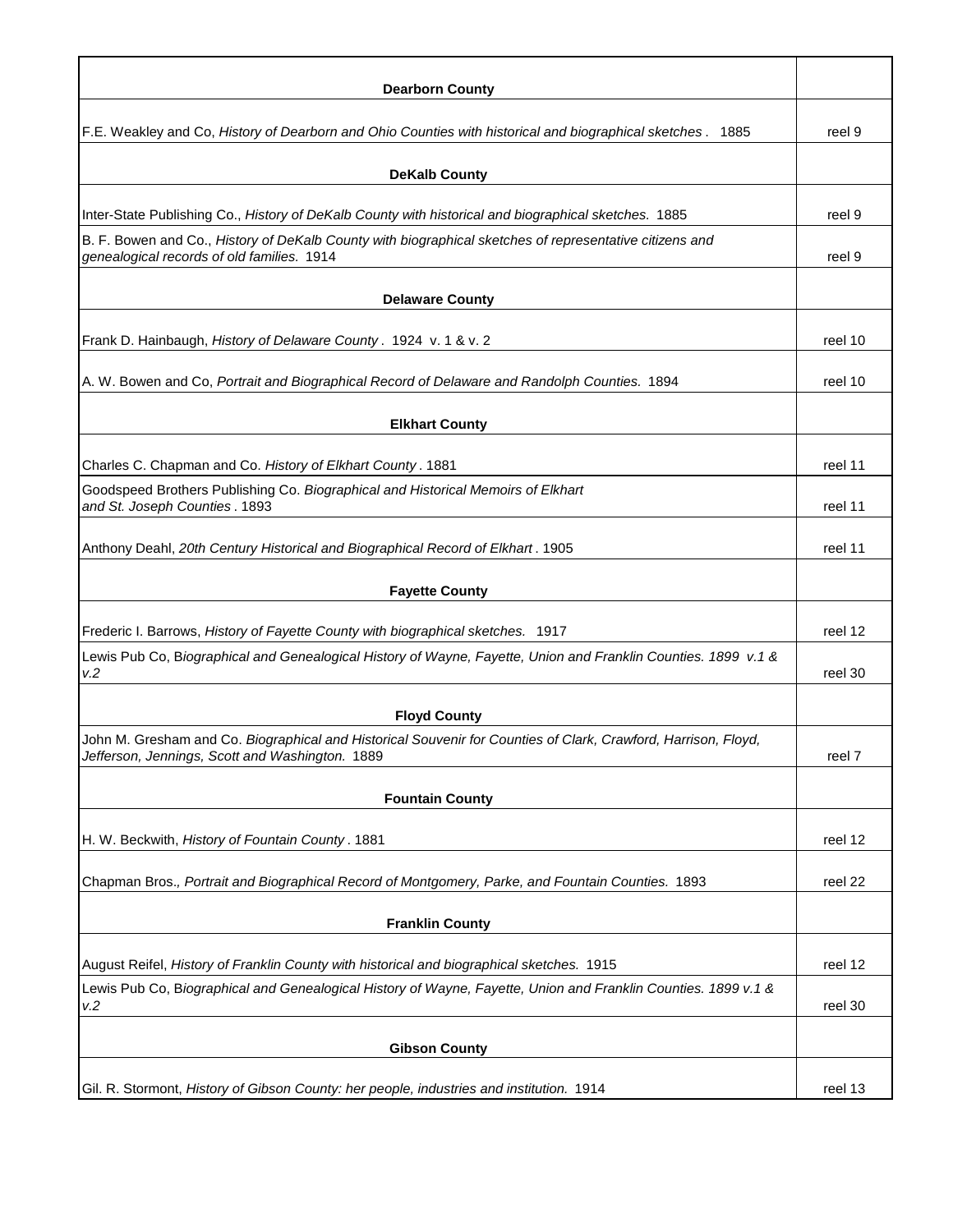| | |
|---|---|
| **Dearborn County** | |
| F.E. Weakley and Co, *History of Dearborn and Ohio Counties with historical and biographical sketches*. 1885 | reel 9 |
| **DeKalb County** | |
| Inter-State Publishing Co., *History of DeKalb County with historical and biographical sketches.* 1885 | reel 9 |
| B. F. Bowen and Co., *History of DeKalb County with biographical sketches of representative citizens and genealogical records of old families.* 1914 | reel 9 |
| **Delaware County** | |
| Frank D. Hainbaugh, *History of Delaware County*. 1924 v. 1 & v. 2 | reel 10 |
| A. W. Bowen and Co, *Portrait and Biographical Record of Delaware and Randolph Counties.* 1894 | reel 10 |
| **Elkhart County** | |
| Charles C. Chapman and Co. *History of Elkhart County*. 1881 | reel 11 |
| Goodspeed Brothers Publishing Co. *Biographical and Historical Memoirs of Elkhart and St. Joseph Counties*. 1893 | reel 11 |
| Anthony Deahl, *20th Century Historical and Biographical Record of Elkhart*. 1905 | reel 11 |
| **Fayette County** | |
| Frederic I. Barrows, *History of Fayette County with biographical sketches.* 1917 | reel 12 |
| Lewis Pub Co, B*iographical and Genealogical History of Wayne, Fayette, Union and Franklin Counties. 1899 v.1 & v.2* | reel 30 |
| **Floyd County** | |
| John M. Gresham and Co. *Biographical and Historical Souvenir for Counties of Clark, Crawford, Harrison, Floyd, Jefferson, Jennings, Scott and Washington.* 1889 | reel 7 |
| **Fountain County** | |
| H. W. Beckwith, *History of Fountain County*. 1881 | reel 12 |
| Chapman Bros., *Portrait and Biographical Record of Montgomery, Parke, and Fountain Counties.* 1893 | reel 22 |
| **Franklin County** | |
| August Reifel, *History of Franklin County with historical and biographical sketches.* 1915 | reel 12 |
| Lewis Pub Co, B*iographical and Genealogical History of Wayne, Fayette, Union and Franklin Counties. 1899 v.1 & v.2* | reel 30 |
| **Gibson County** | |
| Gil. R. Stormont, *History of Gibson County: her people, industries and institution.* 1914 | reel 13 |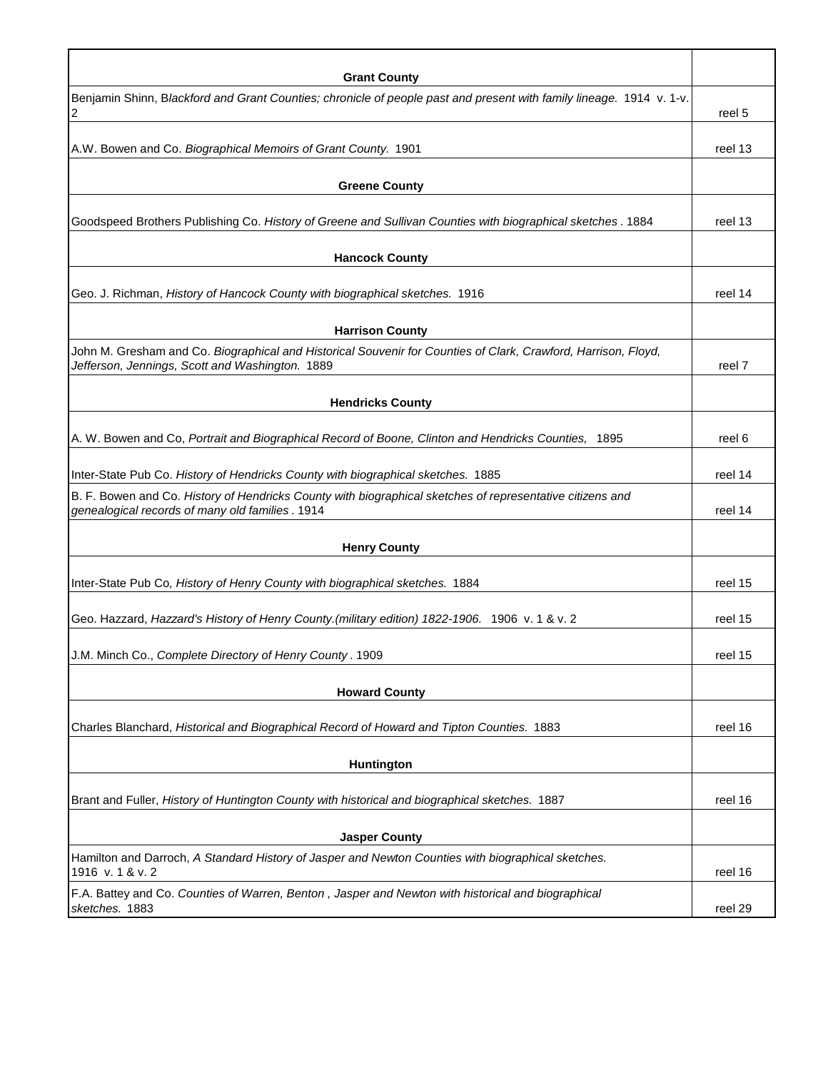| Grant County | |
|---|---|
| Benjamin Shinn, B*lackford and Grant Counties; chronicle of people past and present with family lineage.* 1914 v. 1-v. 2 | reel 5 |
| A.W. Bowen and Co. *Biographical Memoirs of Grant County.* 1901 | reel 13 |
| **Greene County** | |
| Goodspeed Brothers Publishing Co. *History of Greene and Sullivan Counties with biographical sketches* . 1884 | reel 13 |
| **Hancock County** | |
| Geo. J. Richman, *History of Hancock County with biographical sketches.* 1916 | reel 14 |
| **Harrison County** | |
| John M. Gresham and Co. *Biographical and Historical Souvenir for Counties of Clark, Crawford, Harrison, Floyd, Jefferson, Jennings, Scott and Washington.* 1889 | reel 7 |
| **Hendricks County** | |
| A. W. Bowen and Co, *Portrait and Biographical Record of Boone, Clinton and Hendricks Counties,* 1895 | reel 6 |
| Inter-State Pub Co. *History of Hendricks County with biographical sketches.* 1885 | reel 14 |
| B. F. Bowen and Co. *History of Hendricks County with biographical sketches of representative citizens and genealogical records of many old families* . 1914 | reel 14 |
| **Henry County** | |
| Inter-State Pub Co, *History of Henry County with biographical sketches.* 1884 | reel 15 |
| Geo. Hazzard, *Hazzard's History of Henry County.(military edition) 1822-1906.* 1906 v. 1 & v. 2 | reel 15 |
| J.M. Minch Co., *Complete Directory of Henry County* . 1909 | reel 15 |
| **Howard County** | |
| Charles Blanchard, *Historical and Biographical Record of Howard and Tipton Counties.* 1883 | reel 16 |
| **Huntington** | |
| Brant and Fuller, *History of Huntington County with historical and biographical sketches.* 1887 | reel 16 |
| **Jasper County** | |
| Hamilton and Darroch, *A Standard History of Jasper and Newton Counties with biographical sketches.* 1916 v. 1 & v. 2 | reel 16 |
| F.A. Battey and Co. *Counties of Warren, Benton , Jasper and Newton with historical and biographical sketches.* 1883 | reel 29 |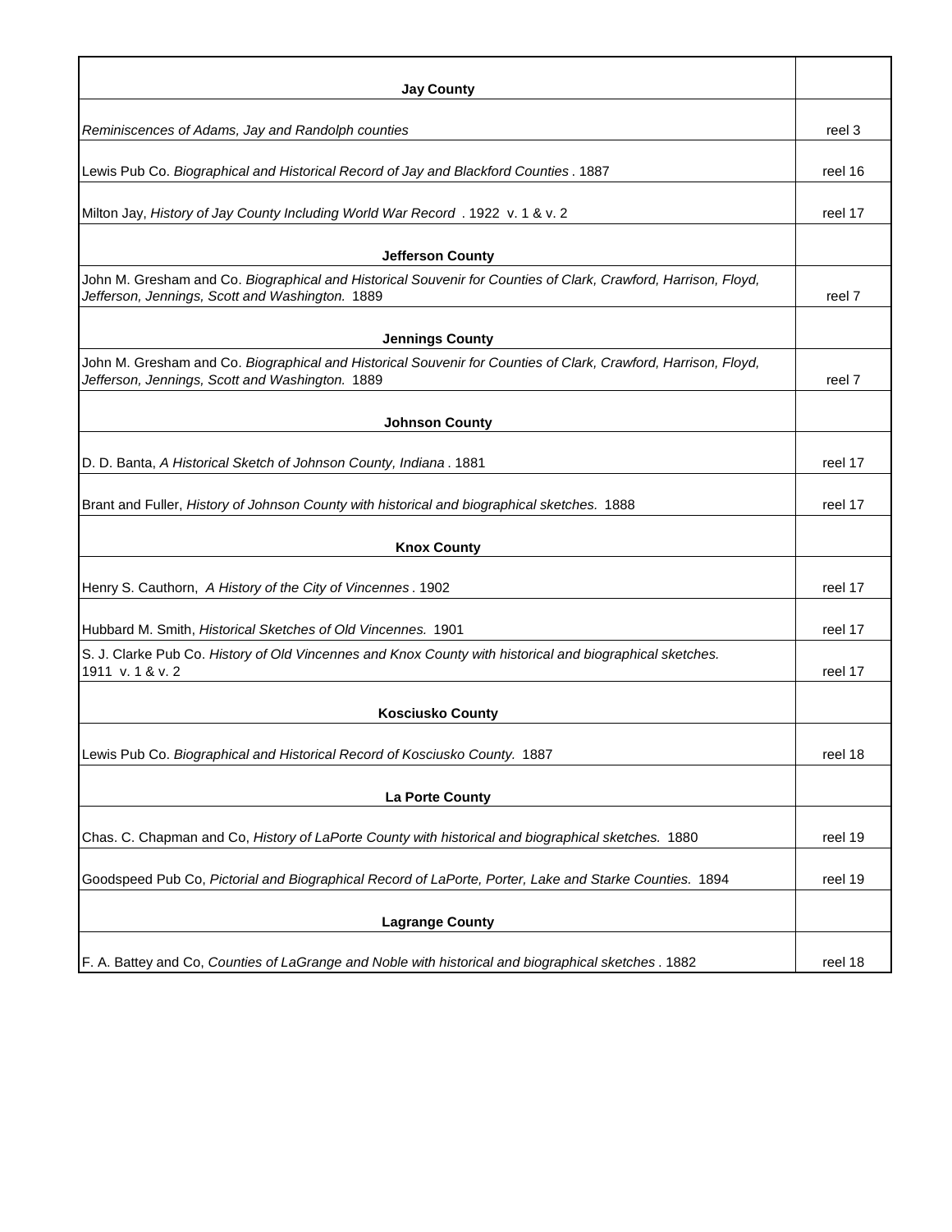| Jay County | |
|---|---|
| *Reminiscences of Adams, Jay and Randolph counties* | reel 3 |
| Lewis Pub Co. *Biographical and Historical Record of Jay and Blackford Counties* . 1887 | reel 16 |
| Milton Jay, *History of Jay County Including World War Record* . 1922 v. 1 & v. 2 | reel 17 |
| **Jefferson County** | |
| John M. Gresham and Co. *Biographical and Historical Souvenir for Counties of Clark, Crawford, Harrison, Floyd, Jefferson, Jennings, Scott and Washington.* 1889 | reel 7 |
| **Jennings County** | |
| John M. Gresham and Co. *Biographical and Historical Souvenir for Counties of Clark, Crawford, Harrison, Floyd, Jefferson, Jennings, Scott and Washington.* 1889 | reel 7 |
| **Johnson County** | |
| D. D. Banta, *A Historical Sketch of Johnson County, Indiana* . 1881 | reel 17 |
| Brant and Fuller, *History of Johnson County with historical and biographical sketches.* 1888 | reel 17 |
| **Knox County** | |
| Henry S. Cauthorn, *A History of the City of Vincennes* . 1902 | reel 17 |
| Hubbard M. Smith, *Historical Sketches of Old Vincennes.* 1901 | reel 17 |
| S. J. Clarke Pub Co. *History of Old Vincennes and Knox County with historical and biographical sketches.* 1911 v. 1 & v. 2 | reel 17 |
| **Kosciusko County** | |
| Lewis Pub Co. *Biographical and Historical Record of Kosciusko County.* 1887 | reel 18 |
| **La Porte County** | |
| Chas. C. Chapman and Co, *History of LaPorte County with historical and biographical sketches.* 1880 | reel 19 |
| Goodspeed Pub Co, *Pictorial and Biographical Record of LaPorte, Porter, Lake and Starke Counties.* 1894 | reel 19 |
| **Lagrange County** | |
| F. A. Battey and Co, *Counties of LaGrange and Noble with historical and biographical sketches* . 1882 | reel 18 |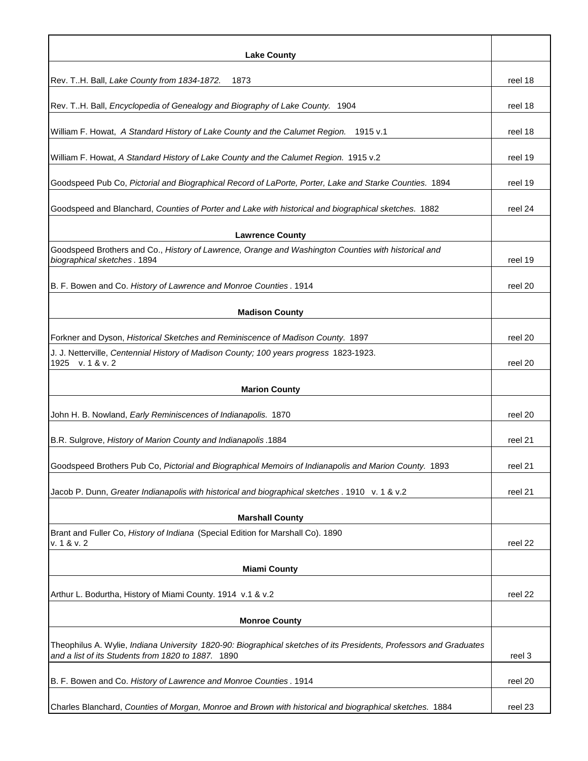| **Lake County** | |
|---|---|
| Rev. T..H. Ball, *Lake County from 1834-1872.* 1873 | reel 18 |
| Rev. T..H. Ball, *Encyclopedia of Genealogy and Biography of Lake County.* 1904 | reel 18 |
| William F. Howat, *A Standard History of Lake County and the Calumet Region.* 1915 v.1 | reel 18 |
| William F. Howat, *A Standard History of Lake County and the Calumet Region.* 1915 v.2 | reel 19 |
| Goodspeed Pub Co, *Pictorial and Biographical Record of LaPorte, Porter, Lake and Starke Counties.* 1894 | reel 19 |
| Goodspeed and Blanchard, *Counties of Porter and Lake with historical and biographical sketches.* 1882 | reel 24 |
| **Lawrence County** | |
| Goodspeed Brothers and Co., *History of Lawrence, Orange and Washington Counties with historical and biographical sketches* . 1894 | reel 19 |
| B. F. Bowen and Co. *History of Lawrence and Monroe Counties* . 1914 | reel 20 |
| **Madison County** | |
| Forkner and Dyson, *Historical Sketches and Reminiscence of Madison County.* 1897 | reel 20 |
| J. J. Netterville, *Centennial History of Madison County; 100 years progress* 1823-1923. 1925 v. 1 & v. 2 | reel 20 |
| **Marion County** | |
| John H. B. Nowland, *Early Reminiscences of Indianapolis.* 1870 | reel 20 |
| B.R. Sulgrove, *History of Marion County and Indianapolis* .1884 | reel 21 |
| Goodspeed Brothers Pub Co, *Pictorial and Biographical Memoirs of Indianapolis and Marion County.* 1893 | reel 21 |
| Jacob P. Dunn, *Greater Indianapolis with historical and biographical sketches* . 1910 v. 1 & v.2 | reel 21 |
| **Marshall County** | |
| Brant and Fuller Co, *History of Indiana* (Special Edition for Marshall Co). 1890 v. 1 & v. 2 | reel 22 |
| **Miami County** | |
| Arthur L. Bodurtha, History of Miami County. 1914 v.1 & v.2 | reel 22 |
| **Monroe County** | |
| Theophilus A. Wylie, *Indiana University 1820-90: Biographical sketches of its Presidents, Professors and Graduates and a list of its Students from 1820 to 1887.* 1890 | reel 3 |
| B. F. Bowen and Co. *History of Lawrence and Monroe Counties* . 1914 | reel 20 |
| Charles Blanchard, *Counties of Morgan, Monroe and Brown with historical and biographical sketches.* 1884 | reel 23 |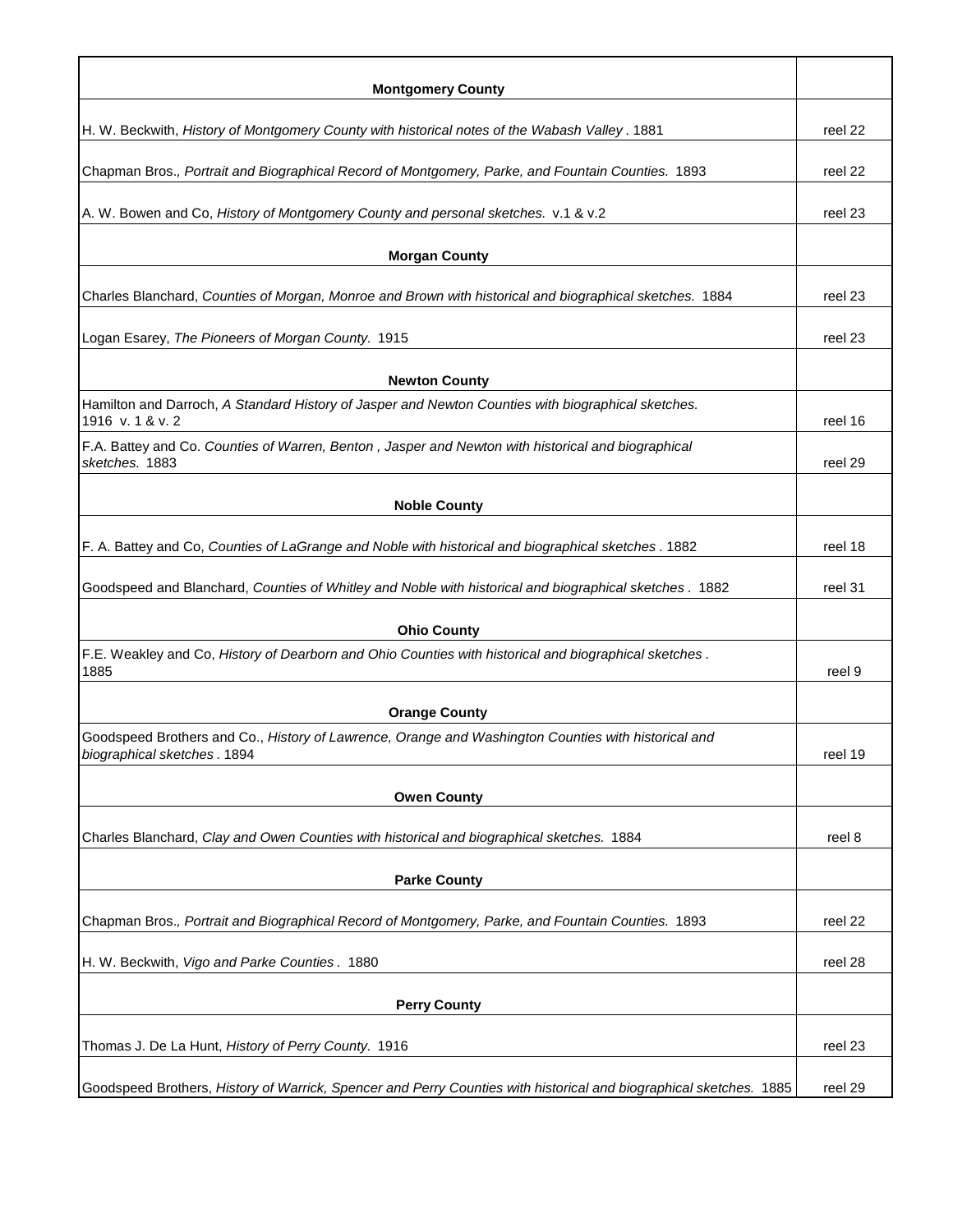| Montgomery County | |
|---|---|
| H. W. Beckwith, *History of Montgomery County with historical notes of the Wabash Valley*. 1881 | reel 22 |
| Chapman Bros., *Portrait and Biographical Record of Montgomery, Parke, and Fountain Counties.* 1893 | reel 22 |
| A. W. Bowen and Co, *History of Montgomery County and personal sketches.* v.1 & v.2 | reel 23 |
| **Morgan County** | |
| Charles Blanchard, *Counties of Morgan, Monroe and Brown with historical and biographical sketches.* 1884 | reel 23 |
| Logan Esarey, *The Pioneers of Morgan County.* 1915 | reel 23 |
| **Newton County** | |
| Hamilton and Darroch, *A Standard History of Jasper and Newton Counties with biographical sketches.* 1916 v. 1 & v. 2 | reel 16 |
| F.A. Battey and Co. *Counties of Warren, Benton , Jasper and Newton with historical and biographical sketches.* 1883 | reel 29 |
| **Noble County** | |
| F. A. Battey and Co, *Counties of LaGrange and Noble with historical and biographical sketches*. 1882 | reel 18 |
| Goodspeed and Blanchard, *Counties of Whitley and Noble with historical and biographical sketches*. 1882 | reel 31 |
| **Ohio County** | |
| F.E. Weakley and Co, *History of Dearborn and Ohio Counties with historical and biographical sketches*. 1885 | reel 9 |
| **Orange County** | |
| Goodspeed Brothers and Co., *History of Lawrence, Orange and Washington Counties with historical and biographical sketches*. 1894 | reel 19 |
| **Owen County** | |
| Charles Blanchard, *Clay and Owen Counties with historical and biographical sketches.* 1884 | reel 8 |
| **Parke County** | |
| Chapman Bros., *Portrait and Biographical Record of Montgomery, Parke, and Fountain Counties.* 1893 | reel 22 |
| H. W. Beckwith, *Vigo and Parke Counties*. 1880 | reel 28 |
| **Perry County** | |
| Thomas J. De La Hunt, *History of Perry County.* 1916 | reel 23 |
| Goodspeed Brothers, *History of Warrick, Spencer and Perry Counties with historical and biographical sketches.* 1885 | reel 29 |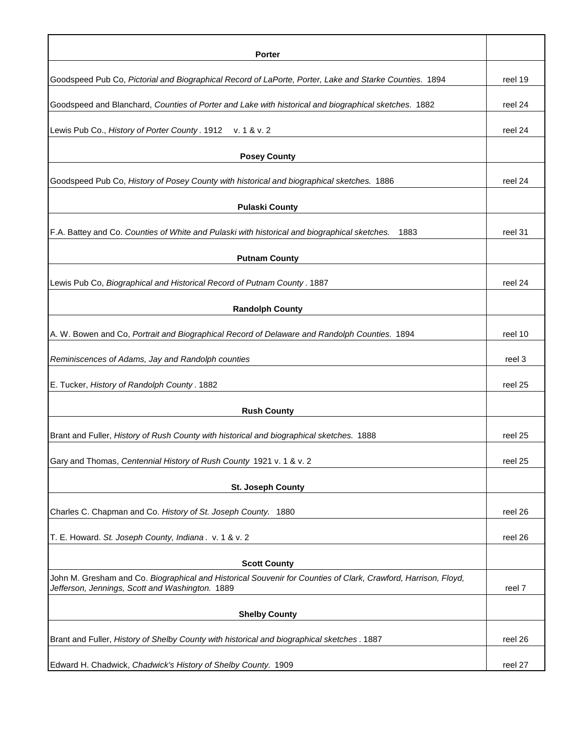| Porter | |
|---|---|
| Goodspeed Pub Co, *Pictorial and Biographical Record of LaPorte, Porter, Lake and Starke Counties.* 1894 | reel 19 |
| Goodspeed and Blanchard, *Counties of Porter and Lake with historical and biographical sketches.* 1882 | reel 24 |
| Lewis Pub Co., *History of Porter County* . 1912 v. 1 & v. 2 | reel 24 |
| **Posey County** | |
| Goodspeed Pub Co, *History of Posey County with historical and biographical sketches.* 1886 | reel 24 |
| **Pulaski County** | |
| F.A. Battey and Co. *Counties of White and Pulaski with historical and biographical sketches.* 1883 | reel 31 |
| **Putnam County** | |
| Lewis Pub Co, *Biographical and Historical Record of Putnam County* . 1887 | reel 24 |
| **Randolph County** | |
| A. W. Bowen and Co, *Portrait and Biographical Record of Delaware and Randolph Counties.* 1894 | reel 10 |
| *Reminiscences of Adams, Jay and Randolph counties* | reel 3 |
| E. Tucker, *History of Randolph County* . 1882 | reel 25 |
| **Rush County** | |
| Brant and Fuller, *History of Rush County with historical and biographical sketches.* 1888 | reel 25 |
| Gary and Thomas, *Centennial History of Rush County* 1921 v. 1 & v. 2 | reel 25 |
| **St. Joseph County** | |
| Charles C. Chapman and Co. *History of St. Joseph County.* 1880 | reel 26 |
| T. E. Howard. *St. Joseph County, Indiana* . v. 1 & v. 2 | reel 26 |
| **Scott County** | |
| John M. Gresham and Co. *Biographical and Historical Souvenir for Counties of Clark, Crawford, Harrison, Floyd, Jefferson, Jennings, Scott and Washington.* 1889 | reel 7 |
| **Shelby County** | |
| Brant and Fuller, *History of Shelby County with historical and biographical sketches* . 1887 | reel 26 |
| Edward H. Chadwick, *Chadwick's History of Shelby County.* 1909 | reel 27 |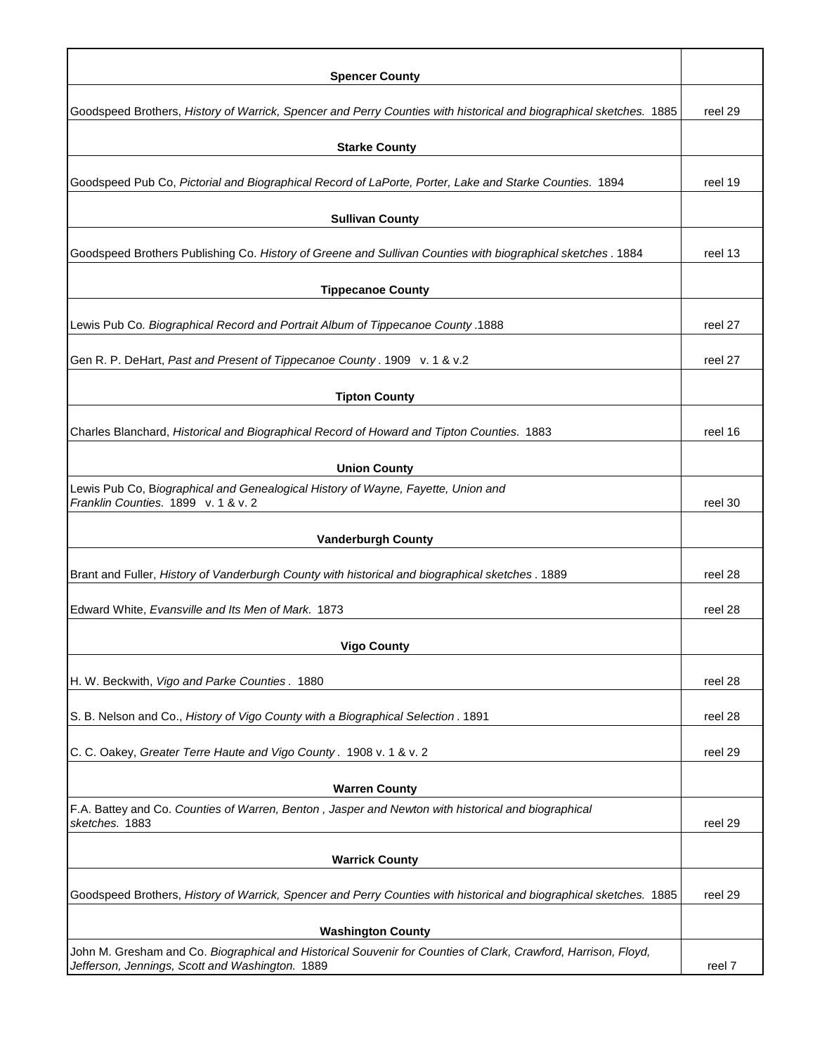| **Spencer County** | |
|---|---|
| Goodspeed Brothers, *History of Warrick, Spencer and Perry Counties with historical and biographical sketches.* 1885 | reel 29 |
| **Starke County** | |
| Goodspeed Pub Co, *Pictorial and Biographical Record of LaPorte, Porter, Lake and Starke Counties.* 1894 | reel 19 |
| **Sullivan County** | |
| Goodspeed Brothers Publishing Co. *History of Greene and Sullivan Counties with biographical sketches* . 1884 | reel 13 |
| **Tippecanoe County** | |
| Lewis Pub Co. *Biographical Record and Portrait Album of Tippecanoe County* .1888 | reel 27 |
| Gen R. P. DeHart, *Past and Present of Tippecanoe County* . 1909 v. 1 & v.2 | reel 27 |
| **Tipton County** | |
| Charles Blanchard, *Historical and Biographical Record of Howard and Tipton Counties.* 1883 | reel 16 |
| **Union County** | |
| Lewis Pub Co, B*iographical and Genealogical History of Wayne, Fayette, Union and Franklin Counties.* 1899 v. 1 & v. 2 | reel 30 |
| **Vanderburgh County** | |
| Brant and Fuller, *History of Vanderburgh County with historical and biographical sketches* . 1889 | reel 28 |
| Edward White, *Evansville and Its Men of Mark.* 1873 | reel 28 |
| **Vigo County** | |
| H. W. Beckwith, *Vigo and Parke Counties* . 1880 | reel 28 |
| S. B. Nelson and Co., *History of Vigo County with a Biographical Selection* . 1891 | reel 28 |
| C. C. Oakey, *Greater Terre Haute and Vigo County* . 1908 v. 1 & v. 2 | reel 29 |
| **Warren County** | |
| F.A. Battey and Co. *Counties of Warren, Benton , Jasper and Newton with historical and biographical sketches.* 1883 | reel 29 |
| **Warrick County** | |
| Goodspeed Brothers, *History of Warrick, Spencer and Perry Counties with historical and biographical sketches.* 1885 | reel 29 |
| **Washington County** | |
| John M. Gresham and Co. *Biographical and Historical Souvenir for Counties of Clark, Crawford, Harrison, Floyd, Jefferson, Jennings, Scott and Washington.* 1889 | reel 7 |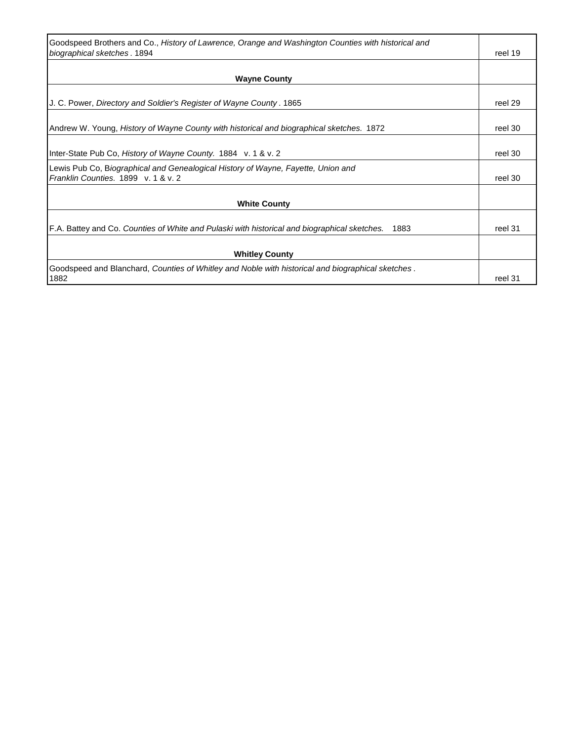| | |
|---|---|
| Goodspeed Brothers and Co., *History of Lawrence, Orange and Washington Counties with historical and biographical sketches* . 1894 | reel 19 |
| **Wayne County** | |
| J. C. Power, *Directory and Soldier's Register of Wayne County* . 1865 | reel 29 |
| Andrew W. Young, *History of Wayne County with historical and biographical sketches.* 1872 | reel 30 |
| Inter-State Pub Co, *History of Wayne County.* 1884 v. 1 & v. 2 | reel 30 |
| Lewis Pub Co, B*iographical and Genealogical History of Wayne, Fayette, Union and Franklin Counties.* 1899 v. 1 & v. 2 | reel 30 |
| **White County** | |
| F.A. Battey and Co. *Counties of White and Pulaski with historical and biographical sketches.* 1883 | reel 31 |
| **Whitley County** | |
| Goodspeed and Blanchard, *Counties of Whitley and Noble with historical and biographical sketches* . 1882 | reel 31 |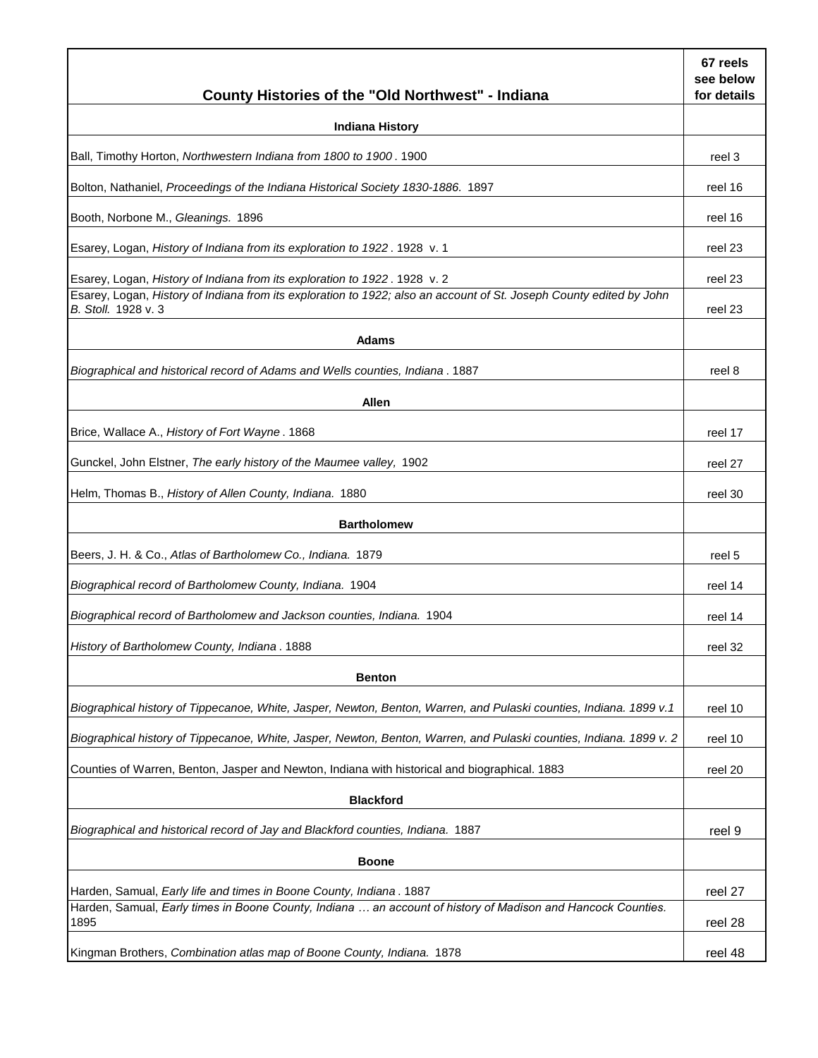| County Histories of the "Old Northwest" - Indiana | 67 reels see below for details |
|---|---|
| **Indiana History** | |
| Ball, Timothy Horton, *Northwestern Indiana from 1800 to 1900*. 1900 | reel 3 |
| Bolton, Nathaniel, *Proceedings of the Indiana Historical Society 1830-1886*. 1897 | reel 16 |
| Booth, Norbone M., *Gleanings.* 1896 | reel 16 |
| Esarey, Logan, *History of Indiana from its exploration to 1922*. 1928 v. 1 | reel 23 |
| Esarey, Logan, *History of Indiana from its exploration to 1922*. 1928 v. 2 | reel 23 |
| Esarey, Logan, *History of Indiana from its exploration to 1922; also an account of St. Joseph County edited by John B. Stoll.* 1928 v. 3 | reel 23 |
| **Adams** | |
| *Biographical and historical record of Adams and Wells counties, Indiana*. 1887 | reel 8 |
| **Allen** | |
| Brice, Wallace A., *History of Fort Wayne*. 1868 | reel 17 |
| Gunckel, John Elstner, *The early history of the Maumee valley,* 1902 | reel 27 |
| Helm, Thomas B., *History of Allen County, Indiana.* 1880 | reel 30 |
| **Bartholomew** | |
| Beers, J. H. & Co., *Atlas of Bartholomew Co., Indiana.* 1879 | reel 5 |
| *Biographical record of Bartholomew County, Indiana.* 1904 | reel 14 |
| *Biographical record of Bartholomew and Jackson counties, Indiana.* 1904 | reel 14 |
| *History of Bartholomew County, Indiana*. 1888 | reel 32 |
| **Benton** | |
| *Biographical history of Tippecanoe, White, Jasper, Newton, Benton, Warren, and Pulaski counties, Indiana. 1899 v.1* | reel 10 |
| *Biographical history of Tippecanoe, White, Jasper, Newton, Benton, Warren, and Pulaski counties, Indiana. 1899 v. 2* | reel 10 |
| Counties of Warren, Benton, Jasper and Newton, Indiana with historical and biographical. 1883 | reel 20 |
| **Blackford** | |
| *Biographical and historical record of Jay and Blackford counties, Indiana.* 1887 | reel 9 |
| **Boone** | |
| Harden, Samual, *Early life and times in Boone County, Indiana*. 1887 | reel 27 |
| Harden, Samual, *Early times in Boone County, Indiana … an account of history of Madison and Hancock Counties.* 1895 | reel 28 |
| Kingman Brothers, *Combination atlas map of Boone County, Indiana.* 1878 | reel 48 |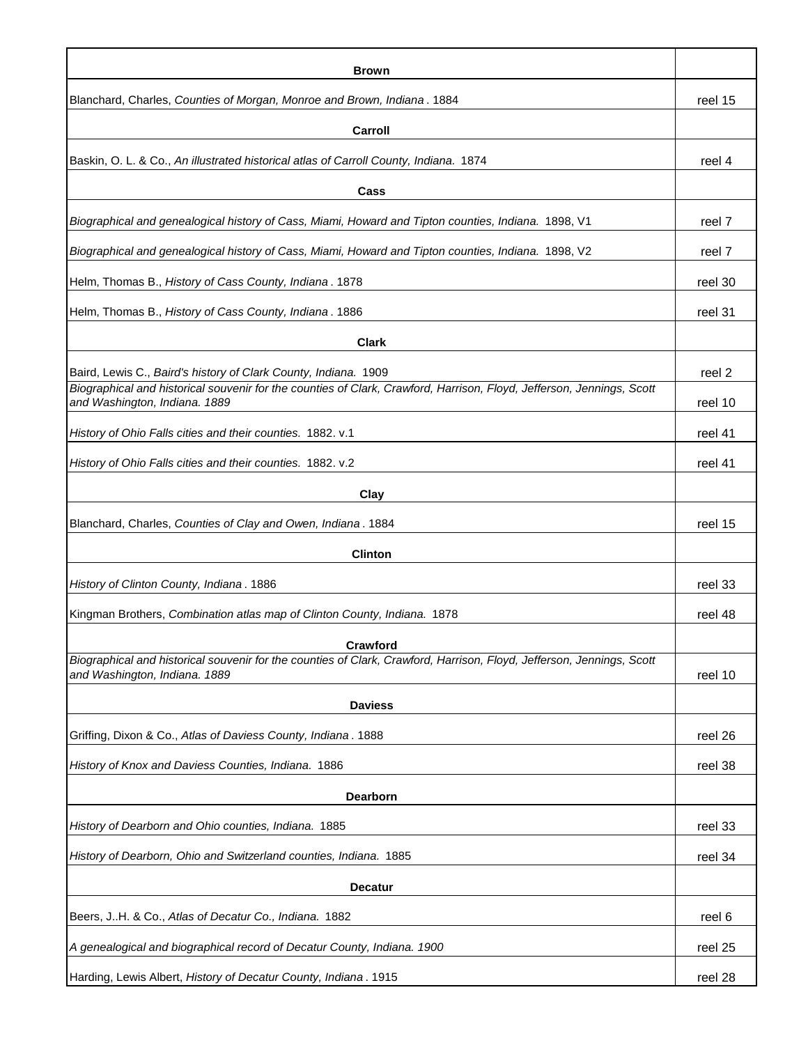| Brown | |
|---|---|
| Blanchard, Charles, *Counties of Morgan, Monroe and Brown, Indiana* . 1884 | reel 15 |
| **Carroll** | |
| Baskin, O. L. & Co., *An illustrated historical atlas of Carroll County, Indiana.* 1874 | reel 4 |
| **Cass** | |
| *Biographical and genealogical history of Cass, Miami, Howard and Tipton counties, Indiana.* 1898, V1 | reel 7 |
| *Biographical and genealogical history of Cass, Miami, Howard and Tipton counties, Indiana.* 1898, V2 | reel 7 |
| Helm, Thomas B., *History of Cass County, Indiana* . 1878 | reel 30 |
| Helm, Thomas B., *History of Cass County, Indiana* . 1886 | reel 31 |
| **Clark** | |
| Baird, Lewis C., *Baird's history of Clark County, Indiana.* 1909 | reel 2 |
| *Biographical and historical souvenir for the counties of Clark, Crawford, Harrison, Floyd, Jefferson, Jennings, Scott and Washington, Indiana. 1889* | reel 10 |
| *History of Ohio Falls cities and their counties.* 1882. v.1 | reel 41 |
| *History of Ohio Falls cities and their counties.* 1882. v.2 | reel 41 |
| **Clay** | |
| Blanchard, Charles, *Counties of Clay and Owen, Indiana* . 1884 | reel 15 |
| **Clinton** | |
| *History of Clinton County, Indiana* . 1886 | reel 33 |
| Kingman Brothers, *Combination atlas map of Clinton County, Indiana.* 1878 | reel 48 |
| **Crawford** | |
| *Biographical and historical souvenir for the counties of Clark, Crawford, Harrison, Floyd, Jefferson, Jennings, Scott and Washington, Indiana. 1889* | reel 10 |
| **Daviess** | |
| Griffing, Dixon & Co., *Atlas of Daviess County, Indiana* . 1888 | reel 26 |
| *History of Knox and Daviess Counties, Indiana.* 1886 | reel 38 |
| **Dearborn** | |
| *History of Dearborn and Ohio counties, Indiana.* 1885 | reel 33 |
| *History of Dearborn, Ohio and Switzerland counties, Indiana.* 1885 | reel 34 |
| **Decatur** | |
| Beers, J..H. & Co., *Atlas of Decatur Co., Indiana.* 1882 | reel 6 |
| *A genealogical and biographical record of Decatur County, Indiana. 1900* | reel 25 |
| Harding, Lewis Albert, *History of Decatur County, Indiana* . 1915 | reel 28 |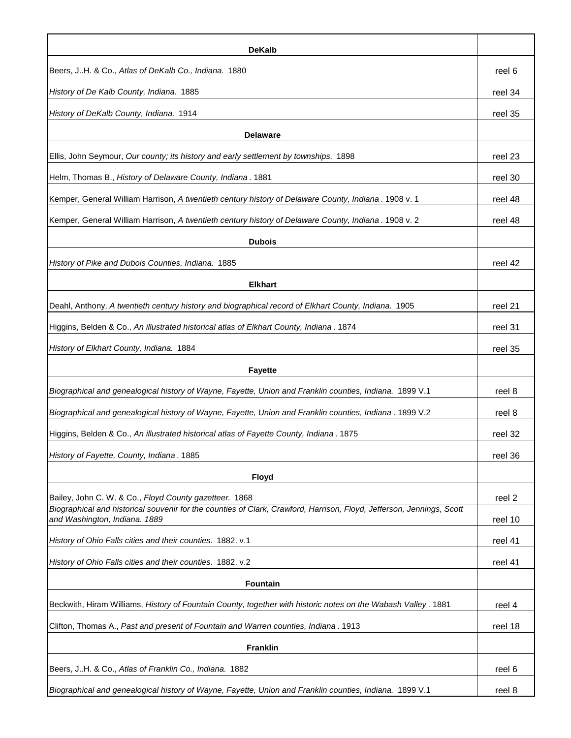| **DeKalb** | |
|---|---|
| Beers, J..H. & Co., *Atlas of DeKalb Co., Indiana.* 1880 | reel 6 |
| *History of De Kalb County, Indiana.* 1885 | reel 34 |
| *History of DeKalb County, Indiana.* 1914 | reel 35 |
| **Delaware** | |
| Ellis, John Seymour, *Our county; its history and early settlement by townships.* 1898 | reel 23 |
| Helm, Thomas B., *History of Delaware County, Indiana* . 1881 | reel 30 |
| Kemper, General William Harrison, *A twentieth century history of Delaware County, Indiana* . 1908 v. 1 | reel 48 |
| Kemper, General William Harrison, *A twentieth century history of Delaware County, Indiana* . 1908 v. 2 | reel 48 |
| **Dubois** | |
| *History of Pike and Dubois Counties, Indiana.* 1885 | reel 42 |
| **Elkhart** | |
| Deahl, Anthony, *A twentieth century history and biographical record of Elkhart County, Indiana.* 1905 | reel 21 |
| Higgins, Belden & Co., *An illustrated historical atlas of Elkhart County, Indiana* . 1874 | reel 31 |
| *History of Elkhart County, Indiana.* 1884 | reel 35 |
| **Fayette** | |
| *Biographical and genealogical history of Wayne, Fayette, Union and Franklin counties, Indiana.* 1899 V.1 | reel 8 |
| *Biographical and genealogical history of Wayne, Fayette, Union and Franklin counties, Indiana* . 1899 V.2 | reel 8 |
| Higgins, Belden & Co., *An illustrated historical atlas of Fayette County, Indiana* . 1875 | reel 32 |
| *History of Fayette, County, Indiana* . 1885 | reel 36 |
| **Floyd** | |
| Bailey, John C. W. & Co., *Floyd County gazetteer.* 1868 | reel 2 |
| *Biographical and historical souvenir for the counties of Clark, Crawford, Harrison, Floyd, Jefferson, Jennings, Scott and Washington, Indiana. 1889* | reel 10 |
| *History of Ohio Falls cities and their counties.* 1882. v.1 | reel 41 |
| *History of Ohio Falls cities and their counties.* 1882. v.2 | reel 41 |
| **Fountain** | |
| Beckwith, Hiram Williams, *History of Fountain County, together with historic notes on the Wabash Valley* . 1881 | reel 4 |
| Clifton, Thomas A., *Past and present of Fountain and Warren counties, Indiana* . 1913 | reel 18 |
| **Franklin** | |
| Beers, J..H. & Co., *Atlas of Franklin Co., Indiana.* 1882 | reel 6 |
| *Biographical and genealogical history of Wayne, Fayette, Union and Franklin counties, Indiana.* 1899 V.1 | reel 8 |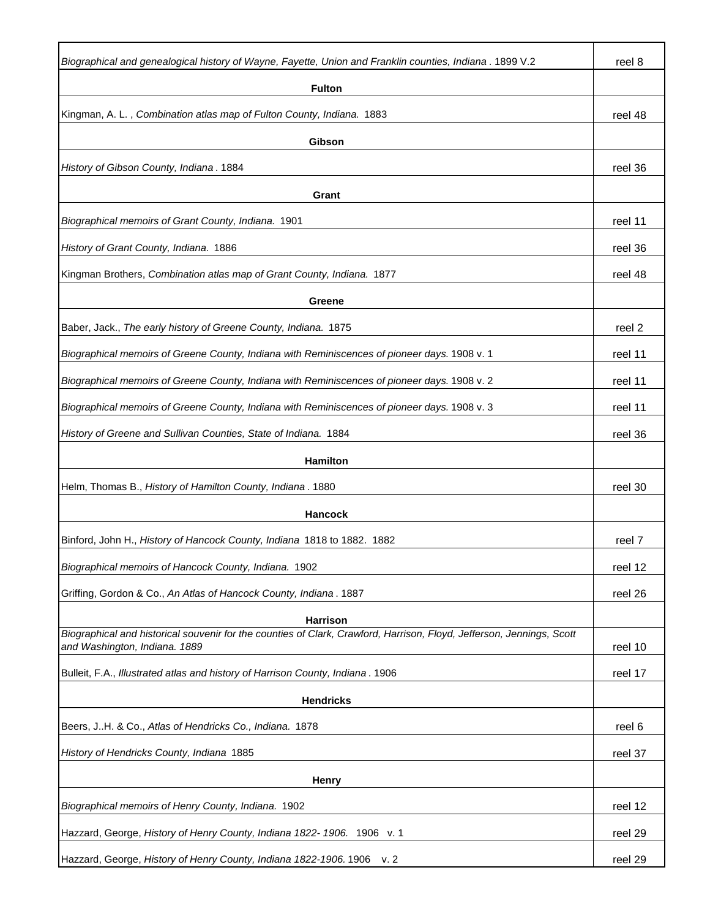| | |
|---|---|
| *Biographical and genealogical history of Wayne, Fayette, Union and Franklin counties, Indiana* . 1899 V.2 | reel 8 |
| **Fulton** | |
| Kingman, A. L. , *Combination atlas map of Fulton County, Indiana.* 1883 | reel 48 |
| **Gibson** | |
| *History of Gibson County, Indiana* . 1884 | reel 36 |
| **Grant** | |
| *Biographical memoirs of Grant County, Indiana.* 1901 | reel 11 |
| *History of Grant County, Indiana.* 1886 | reel 36 |
| Kingman Brothers, *Combination atlas map of Grant County, Indiana.* 1877 | reel 48 |
| **Greene** | |
| Baber, Jack., *The early history of Greene County, Indiana.* 1875 | reel 2 |
| *Biographical memoirs of Greene County, Indiana with Reminiscences of pioneer days.* 1908 v. 1 | reel 11 |
| *Biographical memoirs of Greene County, Indiana with Reminiscences of pioneer days.* 1908 v. 2 | reel 11 |
| *Biographical memoirs of Greene County, Indiana with Reminiscences of pioneer days.* 1908 v. 3 | reel 11 |
| *History of Greene and Sullivan Counties, State of Indiana.* 1884 | reel 36 |
| **Hamilton** | |
| Helm, Thomas B., *History of Hamilton County, Indiana* . 1880 | reel 30 |
| **Hancock** | |
| Binford, John H., *History of Hancock County, Indiana* 1818 to 1882. 1882 | reel 7 |
| *Biographical memoirs of Hancock County, Indiana.* 1902 | reel 12 |
| Griffing, Gordon & Co., *An Atlas of Hancock County, Indiana* . 1887 | reel 26 |
| **Harrison** | |
| *Biographical and historical souvenir for the counties of Clark, Crawford, Harrison, Floyd, Jefferson, Jennings, Scott and Washington, Indiana. 1889* | reel 10 |
| Bulleit, F.A., *Illustrated atlas and history of Harrison County, Indiana* . 1906 | reel 17 |
| **Hendricks** | |
| Beers, J..H. & Co., *Atlas of Hendricks Co., Indiana.* 1878 | reel 6 |
| *History of Hendricks County, Indiana* 1885 | reel 37 |
| **Henry** | |
| *Biographical memoirs of Henry County, Indiana.* 1902 | reel 12 |
| Hazzard, George, *History of Henry County, Indiana 1822- 1906.* 1906 v. 1 | reel 29 |
| Hazzard, George, *History of Henry County, Indiana 1822-1906.* 1906 v. 2 | reel 29 |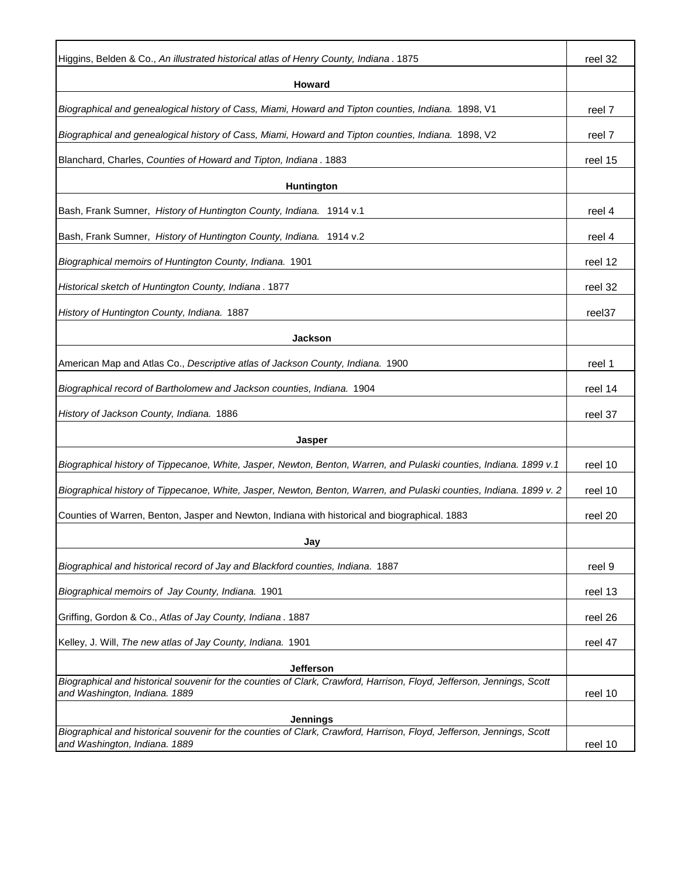| | |
|---|---|
| Higgins, Belden & Co., *An illustrated historical atlas of Henry County, Indiana*. 1875 | reel 32 |
| **Howard** | |
| *Biographical and genealogical history of Cass, Miami, Howard and Tipton counties, Indiana.* 1898, V1 | reel 7 |
| *Biographical and genealogical history of Cass, Miami, Howard and Tipton counties, Indiana.* 1898, V2 | reel 7 |
| Blanchard, Charles, *Counties of Howard and Tipton, Indiana*. 1883 | reel 15 |
| **Huntington** | |
| Bash, Frank Sumner, *History of Huntington County, Indiana.* 1914 v.1 | reel 4 |
| Bash, Frank Sumner, *History of Huntington County, Indiana.* 1914 v.2 | reel 4 |
| *Biographical memoirs of Huntington County, Indiana.* 1901 | reel 12 |
| *Historical sketch of Huntington County, Indiana*. 1877 | reel 32 |
| *History of Huntington County, Indiana.* 1887 | reel37 |
| **Jackson** | |
| American Map and Atlas Co., *Descriptive atlas of Jackson County, Indiana.* 1900 | reel 1 |
| *Biographical record of Bartholomew and Jackson counties, Indiana.* 1904 | reel 14 |
| *History of Jackson County, Indiana.* 1886 | reel 37 |
| **Jasper** | |
| *Biographical history of Tippecanoe, White, Jasper, Newton, Benton, Warren, and Pulaski counties, Indiana. 1899 v.1* | reel 10 |
| *Biographical history of Tippecanoe, White, Jasper, Newton, Benton, Warren, and Pulaski counties, Indiana. 1899 v. 2* | reel 10 |
| Counties of Warren, Benton, Jasper and Newton, Indiana with historical and biographical. 1883 | reel 20 |
| **Jay** | |
| *Biographical and historical record of Jay and Blackford counties, Indiana.* 1887 | reel 9 |
| *Biographical memoirs of Jay County, Indiana.* 1901 | reel 13 |
| Griffing, Gordon & Co., *Atlas of Jay County, Indiana*. 1887 | reel 26 |
| Kelley, J. Will, *The new atlas of Jay County, Indiana.* 1901 | reel 47 |
| **Jefferson** | |
| *Biographical and historical souvenir for the counties of Clark, Crawford, Harrison, Floyd, Jefferson, Jennings, Scott and Washington, Indiana. 1889* | reel 10 |
| **Jennings** | |
| *Biographical and historical souvenir for the counties of Clark, Crawford, Harrison, Floyd, Jefferson, Jennings, Scott and Washington, Indiana. 1889* | reel 10 |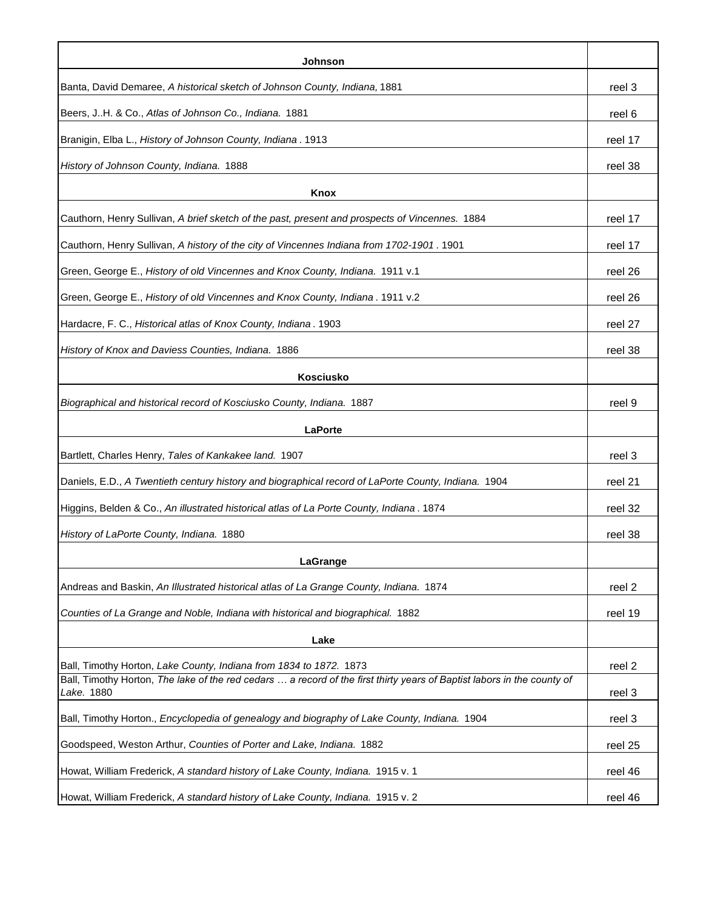| Johnson | |
|---|---|
| Banta, David Demaree, *A historical sketch of Johnson County, Indiana,* 1881 | reel 3 |
| Beers, J..H. & Co., *Atlas of Johnson Co., Indiana.* 1881 | reel 6 |
| Branigin, Elba L., *History of Johnson County, Indiana* . 1913 | reel 17 |
| *History of Johnson County, Indiana.* 1888 | reel 38 |
| **Knox** | |
| Cauthorn, Henry Sullivan, *A brief sketch of the past, present and prospects of Vincennes.* 1884 | reel 17 |
| Cauthorn, Henry Sullivan, *A history of the city of Vincennes Indiana from 1702-1901* . 1901 | reel 17 |
| Green, George E., *History of old Vincennes and Knox County, Indiana.* 1911 v.1 | reel 26 |
| Green, George E., *History of old Vincennes and Knox County, Indiana* . 1911 v.2 | reel 26 |
| Hardacre, F. C., *Historical atlas of Knox County, Indiana* . 1903 | reel 27 |
| *History of Knox and Daviess Counties, Indiana.* 1886 | reel 38 |
| **Kosciusko** | |
| *Biographical and historical record of Kosciusko County, Indiana.* 1887 | reel 9 |
| **LaPorte** | |
| Bartlett, Charles Henry, *Tales of Kankakee land.* 1907 | reel 3 |
| Daniels, E.D., *A Twentieth century history and biographical record of LaPorte County, Indiana.* 1904 | reel 21 |
| Higgins, Belden & Co., *An illustrated historical atlas of La Porte County, Indiana* . 1874 | reel 32 |
| *History of LaPorte County, Indiana.* 1880 | reel 38 |
| **LaGrange** | |
| Andreas and Baskin, *An Illustrated historical atlas of La Grange County, Indiana.* 1874 | reel 2 |
| *Counties of La Grange and Noble, Indiana with historical and biographical.* 1882 | reel 19 |
| **Lake** | |
| Ball, Timothy Horton, *Lake County, Indiana from 1834 to 1872.* 1873 | reel 2 |
| Ball, Timothy Horton, *The lake of the red cedars … a record of the first thirty years of Baptist labors in the county of Lake.* 1880 | reel 3 |
| Ball, Timothy Horton., *Encyclopedia of genealogy and biography of Lake County, Indiana.* 1904 | reel 3 |
| Goodspeed, Weston Arthur, *Counties of Porter and Lake, Indiana.* 1882 | reel 25 |
| Howat, William Frederick, *A standard history of Lake County, Indiana.* 1915 v. 1 | reel 46 |
| Howat, William Frederick, *A standard history of Lake County, Indiana.* 1915 v. 2 | reel 46 |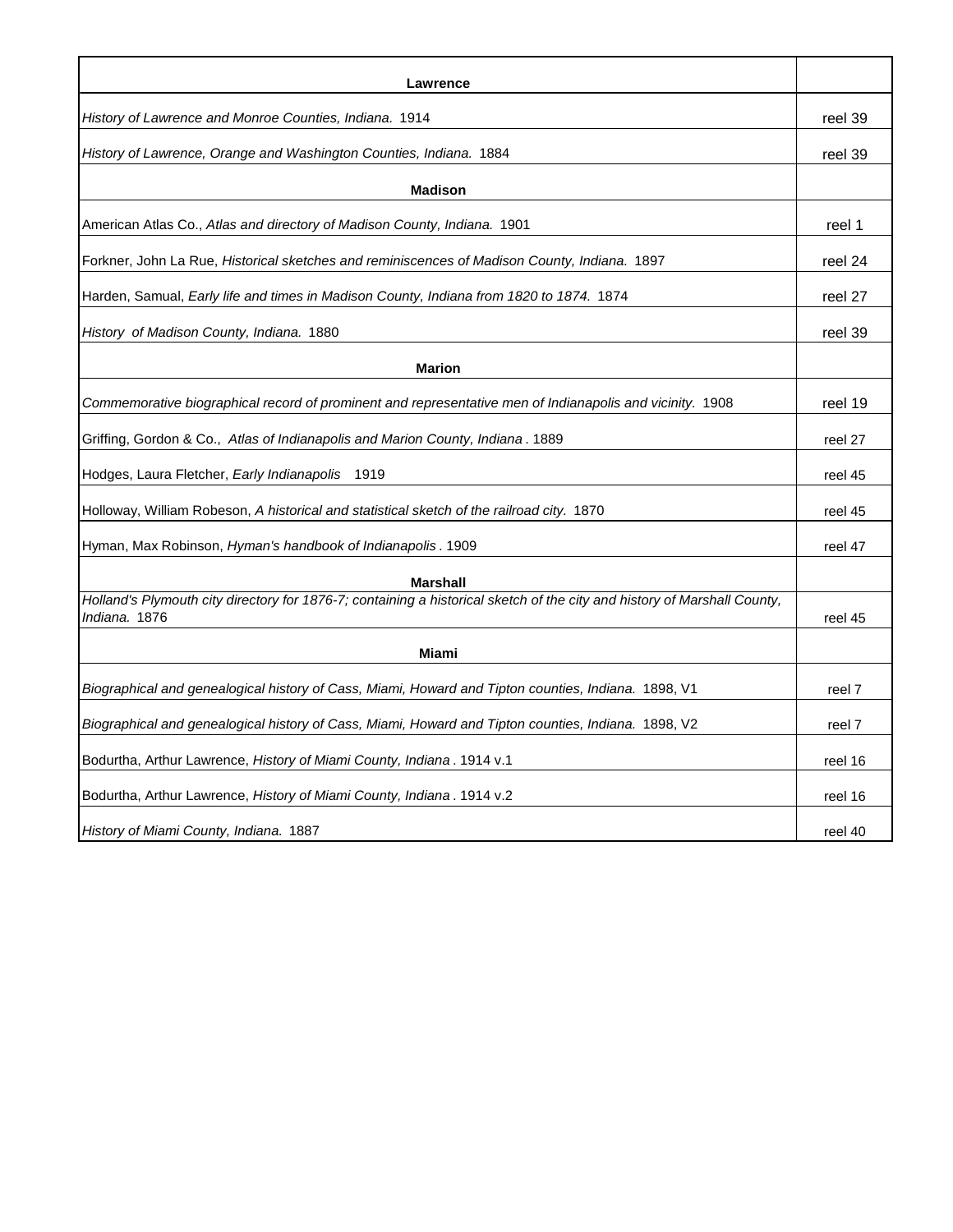| Lawrence | |
|---|---|
| *History of Lawrence and Monroe Counties, Indiana.* 1914 | reel 39 |
| *History of Lawrence, Orange and Washington Counties, Indiana.* 1884 | reel 39 |
| **Madison** | |
| American Atlas Co., *Atlas and directory of Madison County, Indiana.* 1901 | reel 1 |
| Forkner, John La Rue, *Historical sketches and reminiscences of Madison County, Indiana.* 1897 | reel 24 |
| Harden, Samual, *Early life and times in Madison County, Indiana from 1820 to 1874.* 1874 | reel 27 |
| *History of Madison County, Indiana.* 1880 | reel 39 |
| **Marion** | |
| *Commemorative biographical record of prominent and representative men of Indianapolis and vicinity.* 1908 | reel 19 |
| Griffing, Gordon & Co., *Atlas of Indianapolis and Marion County, Indiana*. 1889 | reel 27 |
| Hodges, Laura Fletcher, *Early Indianapolis* 1919 | reel 45 |
| Holloway, William Robeson, *A historical and statistical sketch of the railroad city.* 1870 | reel 45 |
| Hyman, Max Robinson, *Hyman's handbook of Indianapolis*. 1909 | reel 47 |
| **Marshall** | |
| *Holland's Plymouth city directory for 1876-7; containing a historical sketch of the city and history of Marshall County, Indiana.* 1876 | reel 45 |
| **Miami** | |
| *Biographical and genealogical history of Cass, Miami, Howard and Tipton counties, Indiana.* 1898, V1 | reel 7 |
| *Biographical and genealogical history of Cass, Miami, Howard and Tipton counties, Indiana.* 1898, V2 | reel 7 |
| Bodurtha, Arthur Lawrence, *History of Miami County, Indiana*. 1914 v.1 | reel 16 |
| Bodurtha, Arthur Lawrence, *History of Miami County, Indiana*. 1914 v.2 | reel 16 |
| *History of Miami County, Indiana.* 1887 | reel 40 |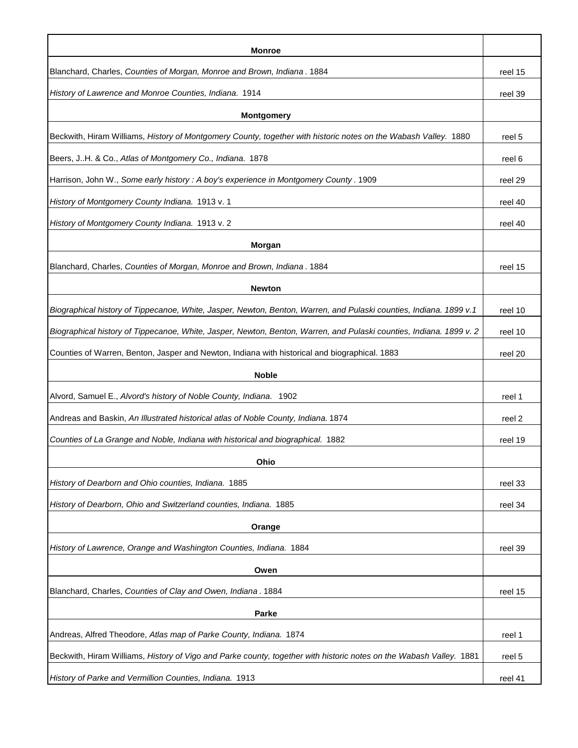| **Monroe** | |
|---|---|
| Blanchard, Charles, *Counties of Morgan, Monroe and Brown, Indiana* . 1884 | reel 15 |
| *History of Lawrence and Monroe Counties, Indiana.* 1914 | reel 39 |
| **Montgomery** | |
| Beckwith, Hiram Williams, *History of Montgomery County, together with historic notes on the Wabash Valley.* 1880 | reel 5 |
| Beers, J..H. & Co., *Atlas of Montgomery Co., Indiana.* 1878 | reel 6 |
| Harrison, John W., *Some early history : A boy's experience in Montgomery County* . 1909 | reel 29 |
| *History of Montgomery County Indiana.* 1913 v. 1 | reel 40 |
| *History of Montgomery County Indiana.* 1913 v. 2 | reel 40 |
| **Morgan** | |
| Blanchard, Charles, *Counties of Morgan, Monroe and Brown, Indiana* . 1884 | reel 15 |
| **Newton** | |
| *Biographical history of Tippecanoe, White, Jasper, Newton, Benton, Warren, and Pulaski counties, Indiana. 1899 v.1* | reel 10 |
| *Biographical history of Tippecanoe, White, Jasper, Newton, Benton, Warren, and Pulaski counties, Indiana. 1899 v. 2* | reel 10 |
| Counties of Warren, Benton, Jasper and Newton, Indiana with historical and biographical. 1883 | reel 20 |
| **Noble** | |
| Alvord, Samuel E., *Alvord's history of Noble County, Indiana.* 1902 | reel 1 |
| Andreas and Baskin, *An Illustrated historical atlas of Noble County, Indiana.* 1874 | reel 2 |
| *Counties of La Grange and Noble, Indiana with historical and biographical.* 1882 | reel 19 |
| **Ohio** | |
| *History of Dearborn and Ohio counties, Indiana.* 1885 | reel 33 |
| *History of Dearborn, Ohio and Switzerland counties, Indiana.* 1885 | reel 34 |
| **Orange** | |
| *History of Lawrence, Orange and Washington Counties, Indiana.* 1884 | reel 39 |
| **Owen** | |
| Blanchard, Charles, *Counties of Clay and Owen, Indiana* . 1884 | reel 15 |
| **Parke** | |
| Andreas, Alfred Theodore, *Atlas map of Parke County, Indiana.* 1874 | reel 1 |
| Beckwith, Hiram Williams, *History of Vigo and Parke county, together with historic notes on the Wabash Valley.* 1881 | reel 5 |
| *History of Parke and Vermillion Counties, Indiana.* 1913 | reel 41 |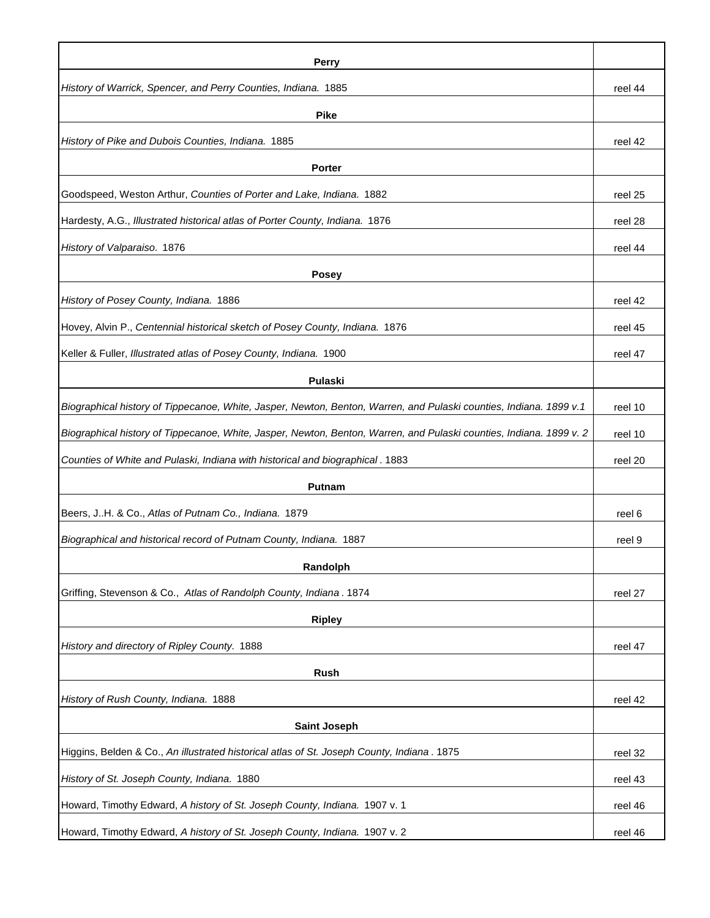| Perry | |
|---|---|
| *History of Warrick, Spencer, and Perry Counties, Indiana.* 1885 | reel 44 |
| **Pike** | |
| *History of Pike and Dubois Counties, Indiana.* 1885 | reel 42 |
| **Porter** | |
| Goodspeed, Weston Arthur, *Counties of Porter and Lake, Indiana.* 1882 | reel 25 |
| Hardesty, A.G., *Illustrated historical atlas of Porter County, Indiana.* 1876 | reel 28 |
| *History of Valparaiso.* 1876 | reel 44 |
| **Posey** | |
| *History of Posey County, Indiana.* 1886 | reel 42 |
| Hovey, Alvin P., *Centennial historical sketch of Posey County, Indiana.* 1876 | reel 45 |
| Keller & Fuller, *Illustrated atlas of Posey County, Indiana.* 1900 | reel 47 |
| **Pulaski** | |
| *Biographical history of Tippecanoe, White, Jasper, Newton, Benton, Warren, and Pulaski counties, Indiana. 1899 v.1* | reel 10 |
| *Biographical history of Tippecanoe, White, Jasper, Newton, Benton, Warren, and Pulaski counties, Indiana. 1899 v. 2* | reel 10 |
| *Counties of White and Pulaski, Indiana with historical and biographical* . 1883 | reel 20 |
| **Putnam** | |
| Beers, J..H. & Co., *Atlas of Putnam Co., Indiana.* 1879 | reel 6 |
| *Biographical and historical record of Putnam County, Indiana.* 1887 | reel 9 |
| **Randolph** | |
| Griffing, Stevenson & Co., *Atlas of Randolph County, Indiana* . 1874 | reel 27 |
| **Ripley** | |
| *History and directory of Ripley County.* 1888 | reel 47 |
| **Rush** | |
| *History of Rush County, Indiana.* 1888 | reel 42 |
| **Saint Joseph** | |
| Higgins, Belden & Co., *An illustrated historical atlas of St. Joseph County, Indiana* . 1875 | reel 32 |
| *History of St. Joseph County, Indiana.* 1880 | reel 43 |
| Howard, Timothy Edward, *A history of St. Joseph County, Indiana.* 1907 v. 1 | reel 46 |
| Howard, Timothy Edward, *A history of St. Joseph County, Indiana.* 1907 v. 2 | reel 46 |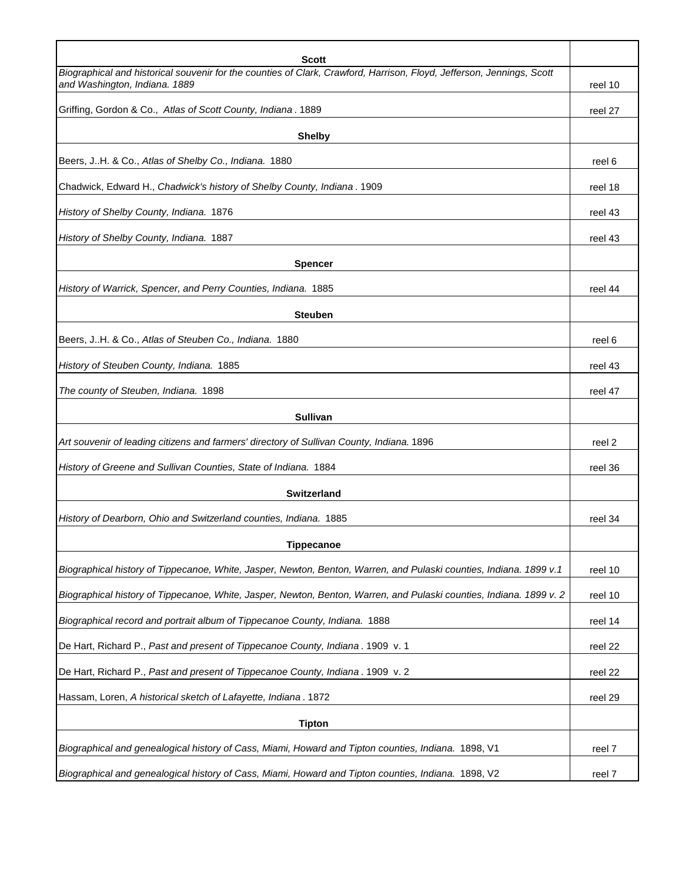| **Scott** | |
|---|---|
| *Biographical and historical souvenir for the counties of Clark, Crawford, Harrison, Floyd, Jefferson, Jennings, Scott and Washington, Indiana. 1889* | reel 10 |
| Griffing, Gordon & Co., *Atlas of Scott County, Indiana* . 1889 | reel 27 |
| **Shelby** | |
| Beers, J..H. & Co., *Atlas of Shelby Co., Indiana.* 1880 | reel 6 |
| Chadwick, Edward H., *Chadwick's history of Shelby County, Indiana* . 1909 | reel 18 |
| *History of Shelby County, Indiana.* 1876 | reel 43 |
| *History of Shelby County, Indiana.* 1887 | reel 43 |
| **Spencer** | |
| *History of Warrick, Spencer, and Perry Counties, Indiana.* 1885 | reel 44 |
| **Steuben** | |
| Beers, J..H. & Co., *Atlas of Steuben Co., Indiana.* 1880 | reel 6 |
| *History of Steuben County, Indiana.* 1885 | reel 43 |
| *The county of Steuben, Indiana.* 1898 | reel 47 |
| **Sullivan** | |
| *Art souvenir of leading citizens and farmers' directory of Sullivan County, Indiana.* 1896 | reel 2 |
| *History of Greene and Sullivan Counties, State of Indiana.* 1884 | reel 36 |
| **Switzerland** | |
| *History of Dearborn, Ohio and Switzerland counties, Indiana.* 1885 | reel 34 |
| **Tippecanoe** | |
| *Biographical history of Tippecanoe, White, Jasper, Newton, Benton, Warren, and Pulaski counties, Indiana. 1899 v.1* | reel 10 |
| *Biographical history of Tippecanoe, White, Jasper, Newton, Benton, Warren, and Pulaski counties, Indiana. 1899 v. 2* | reel 10 |
| *Biographical record and portrait album of Tippecanoe County, Indiana.* 1888 | reel 14 |
| De Hart, Richard P., *Past and present of Tippecanoe County, Indiana* . 1909 v. 1 | reel 22 |
| De Hart, Richard P., *Past and present of Tippecanoe County, Indiana* . 1909 v. 2 | reel 22 |
| Hassam, Loren, *A historical sketch of Lafayette, Indiana* . 1872 | reel 29 |
| **Tipton** | |
| *Biographical and genealogical history of Cass, Miami, Howard and Tipton counties, Indiana.* 1898, V1 | reel 7 |
| *Biographical and genealogical history of Cass, Miami, Howard and Tipton counties, Indiana.* 1898, V2 | reel 7 |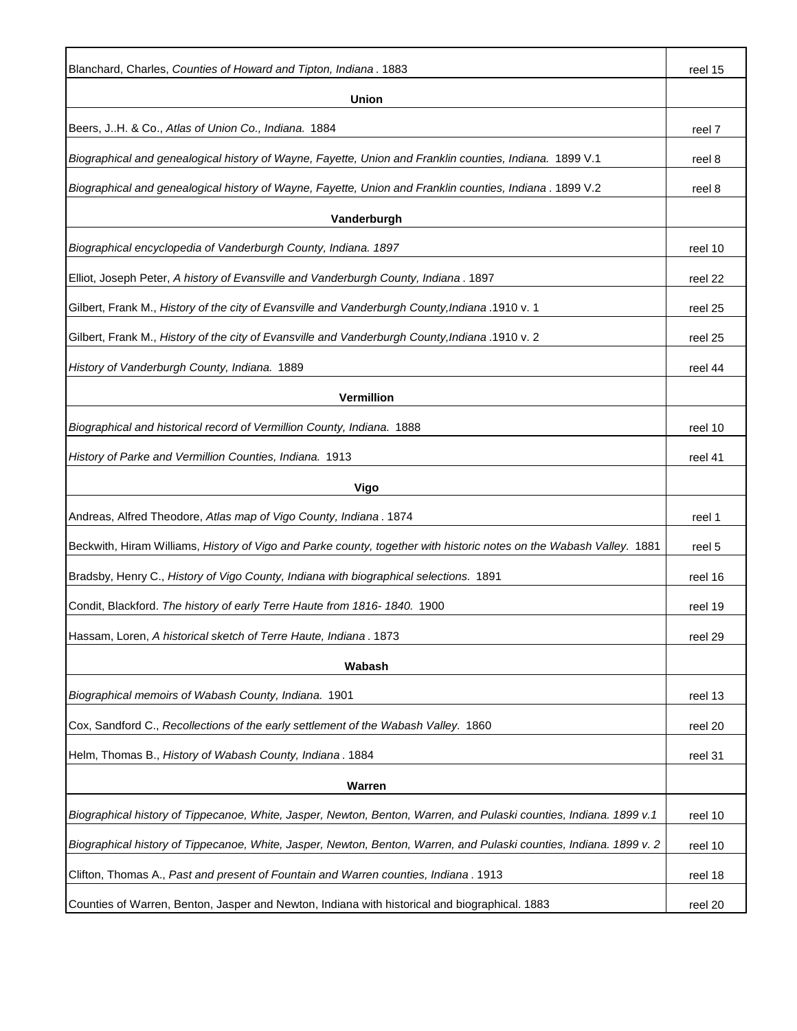| | |
|---|---|
| Blanchard, Charles, *Counties of Howard and Tipton, Indiana* . 1883 | reel 15 |
| **Union** | |
| Beers, J..H. & Co., *Atlas of Union Co., Indiana.* 1884 | reel 7 |
| *Biographical and genealogical history of Wayne, Fayette, Union and Franklin counties, Indiana.* 1899 V.1 | reel 8 |
| *Biographical and genealogical history of Wayne, Fayette, Union and Franklin counties, Indiana* . 1899 V.2 | reel 8 |
| **Vanderburgh** | |
| *Biographical encyclopedia of Vanderburgh County, Indiana. 1897* | reel 10 |
| Elliot, Joseph Peter, *A history of Evansville and Vanderburgh County, Indiana* . 1897 | reel 22 |
| Gilbert, Frank M., *History of the city of Evansville and Vanderburgh County,Indiana* .1910 v. 1 | reel 25 |
| Gilbert, Frank M., *History of the city of Evansville and Vanderburgh County,Indiana* .1910 v. 2 | reel 25 |
| *History of Vanderburgh County, Indiana.* 1889 | reel 44 |
| **Vermillion** | |
| *Biographical and historical record of Vermillion County, Indiana.* 1888 | reel 10 |
| *History of Parke and Vermillion Counties, Indiana.* 1913 | reel 41 |
| **Vigo** | |
| Andreas, Alfred Theodore, *Atlas map of Vigo County, Indiana* . 1874 | reel 1 |
| Beckwith, Hiram Williams, *History of Vigo and Parke county, together with historic notes on the Wabash Valley.* 1881 | reel 5 |
| Bradsby, Henry C., *History of Vigo County, Indiana with biographical selections.* 1891 | reel 16 |
| Condit, Blackford. *The history of early Terre Haute from 1816- 1840.* 1900 | reel 19 |
| Hassam, Loren, *A historical sketch of Terre Haute, Indiana* . 1873 | reel 29 |
| **Wabash** | |
| *Biographical memoirs of Wabash County, Indiana.* 1901 | reel 13 |
| Cox, Sandford C., *Recollections of the early settlement of the Wabash Valley.* 1860 | reel 20 |
| Helm, Thomas B., *History of Wabash County, Indiana* . 1884 | reel 31 |
| **Warren** | |
| *Biographical history of Tippecanoe, White, Jasper, Newton, Benton, Warren, and Pulaski counties, Indiana. 1899 v.1* | reel 10 |
| *Biographical history of Tippecanoe, White, Jasper, Newton, Benton, Warren, and Pulaski counties, Indiana. 1899 v. 2* | reel 10 |
| Clifton, Thomas A., *Past and present of Fountain and Warren counties, Indiana* . 1913 | reel 18 |
| Counties of Warren, Benton, Jasper and Newton, Indiana with historical and biographical. 1883 | reel 20 |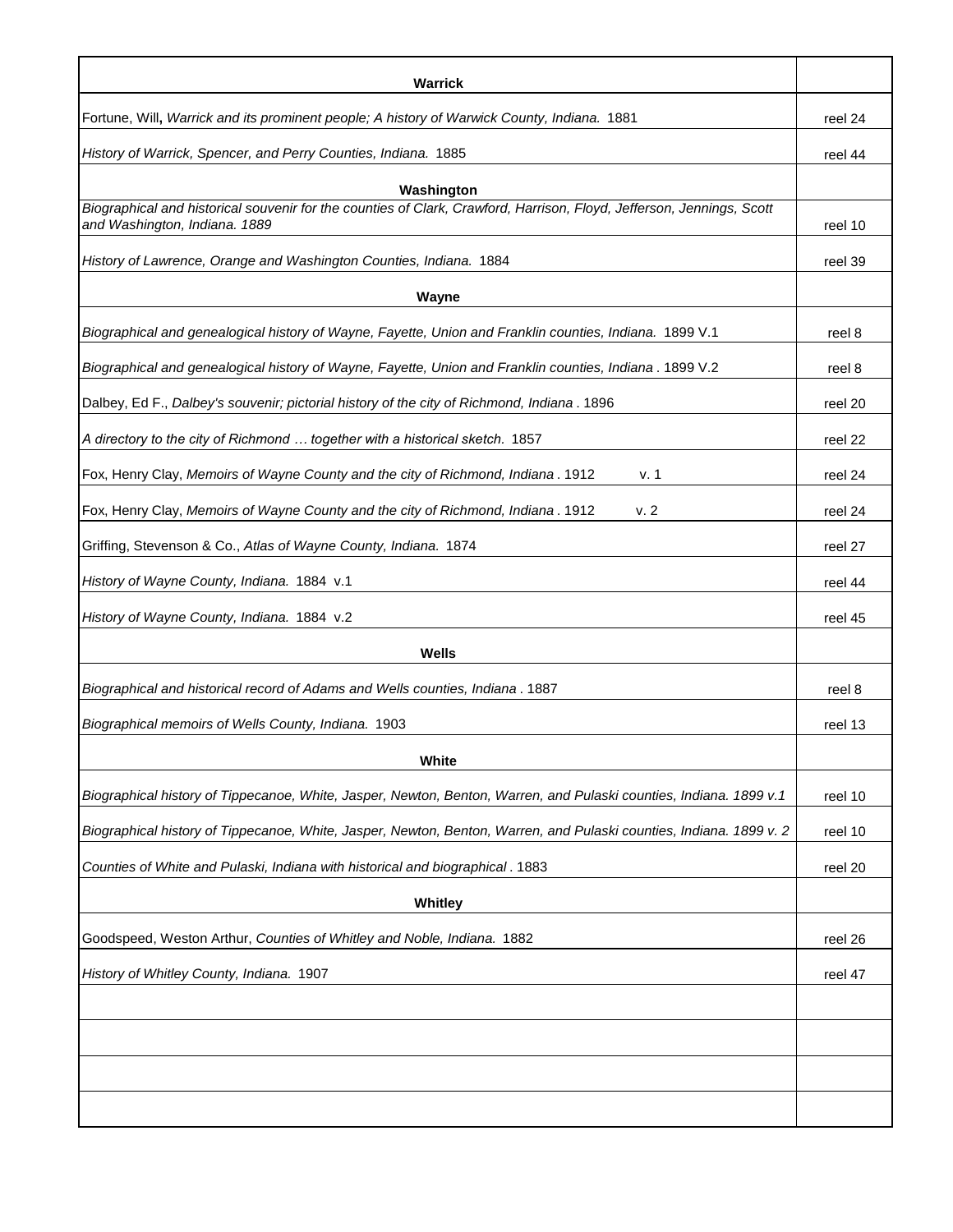| | |
|---|---|
| **Warrick** | |
| Fortune, Will, *Warrick and its prominent people; A history of Warwick County, Indiana.* 1881 | reel 24 |
| *History of Warrick, Spencer, and Perry Counties, Indiana.* 1885 | reel 44 |
| **Washington** | |
| *Biographical and historical souvenir for the counties of Clark, Crawford, Harrison, Floyd, Jefferson, Jennings, Scott and Washington, Indiana. 1889* | reel 10 |
| *History of Lawrence, Orange and Washington Counties, Indiana.* 1884 | reel 39 |
| **Wayne** | |
| *Biographical and genealogical history of Wayne, Fayette, Union and Franklin counties, Indiana.* 1899 V.1 | reel 8 |
| *Biographical and genealogical history of Wayne, Fayette, Union and Franklin counties, Indiana* . 1899 V.2 | reel 8 |
| Dalbey, Ed F., *Dalbey's souvenir; pictorial history of the city of Richmond, Indiana* . 1896 | reel 20 |
| *A directory to the city of Richmond … together with a historical sketch.* 1857 | reel 22 |
| Fox, Henry Clay, *Memoirs of Wayne County and the city of Richmond, Indiana* . 1912 v. 1 | reel 24 |
| Fox, Henry Clay, *Memoirs of Wayne County and the city of Richmond, Indiana* . 1912 v. 2 | reel 24 |
| Griffing, Stevenson & Co., *Atlas of Wayne County, Indiana.* 1874 | reel 27 |
| *History of Wayne County, Indiana.* 1884 v.1 | reel 44 |
| *History of Wayne County, Indiana.* 1884 v.2 | reel 45 |
| **Wells** | |
| *Biographical and historical record of Adams and Wells counties, Indiana* . 1887 | reel 8 |
| *Biographical memoirs of Wells County, Indiana.* 1903 | reel 13 |
| **White** | |
| *Biographical history of Tippecanoe, White, Jasper, Newton, Benton, Warren, and Pulaski counties, Indiana. 1899 v.1* | reel 10 |
| *Biographical history of Tippecanoe, White, Jasper, Newton, Benton, Warren, and Pulaski counties, Indiana. 1899 v. 2* | reel 10 |
| *Counties of White and Pulaski, Indiana with historical and biographical* . 1883 | reel 20 |
| **Whitley** | |
| Goodspeed, Weston Arthur, *Counties of Whitley and Noble, Indiana.* 1882 | reel 26 |
| *History of Whitley County, Indiana.* 1907 | reel 47 |
| | |
| | |
| | |
| | |